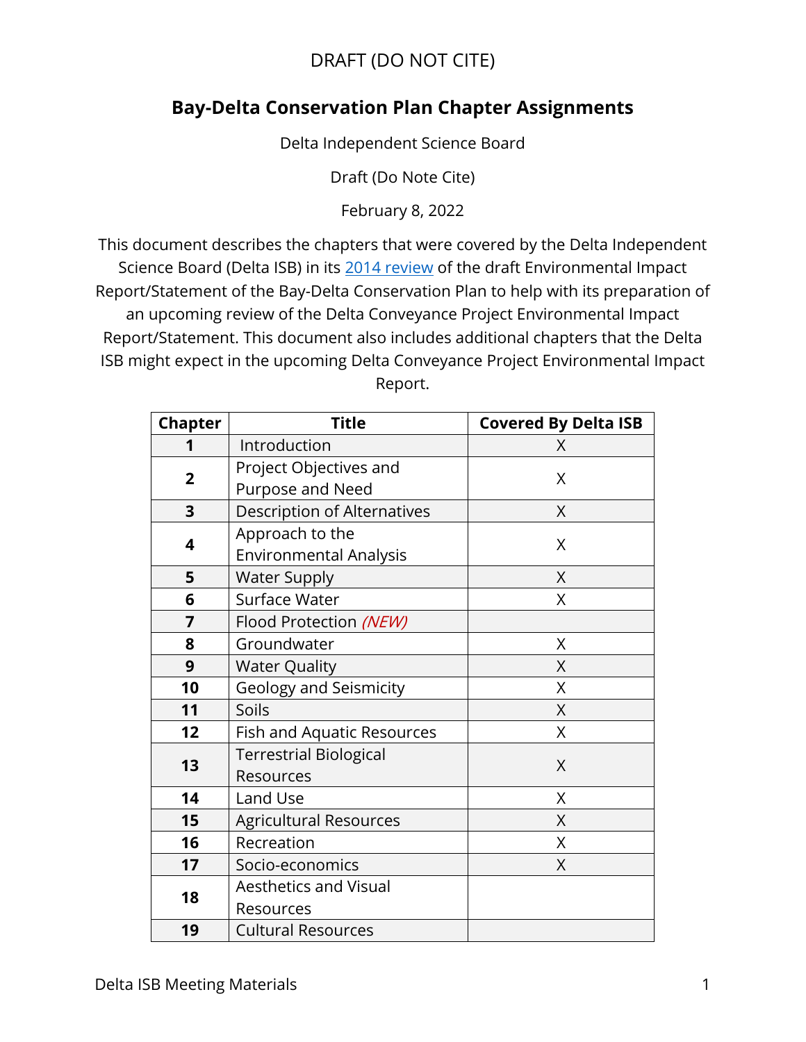DRAFT (DO NOT CITE)

# Bay-Delta Conservation Plan Chapter Assignments

Delta Independent Science Board

Draft (Do Note Cite)

February 8, 2022

This document describes the chapters that were covered by the Delta Independent Science Board (Delta ISB) in its [2014 review](#) of the draft Environmental Impact Report/Statement of the Bay-Delta Conservation Plan to help with its preparation of an upcoming review of the Delta Conveyance Project Environmental Impact Report/Statement. This document also includes additional chapters that the Delta ISB might expect in the upcoming Delta Conveyance Project Environmental Impact Report.

| Chapter | Title | Covered By Delta ISB |
|---|---|---|
| **1** | Introduction | X |
| **2** | Project Objectives and Purpose and Need | X |
| **3** | Description of Alternatives | X |
| **4** | Approach to the Environmental Analysis | X |
| **5** | Water Supply | X |
| **6** | Surface Water | X |
| **7** | Flood Protection *(NEW)* | |
| **8** | Groundwater | X |
| **9** | Water Quality | X |
| **10** | Geology and Seismicity | X |
| **11** | Soils | X |
| **12** | Fish and Aquatic Resources | X |
| **13** | Terrestrial Biological Resources | X |
| **14** | Land Use | X |
| **15** | Agricultural Resources | X |
| **16** | Recreation | X |
| **17** | Socio-economics | X |
| **18** | Aesthetics and Visual Resources | |
| **19** | Cultural Resources | |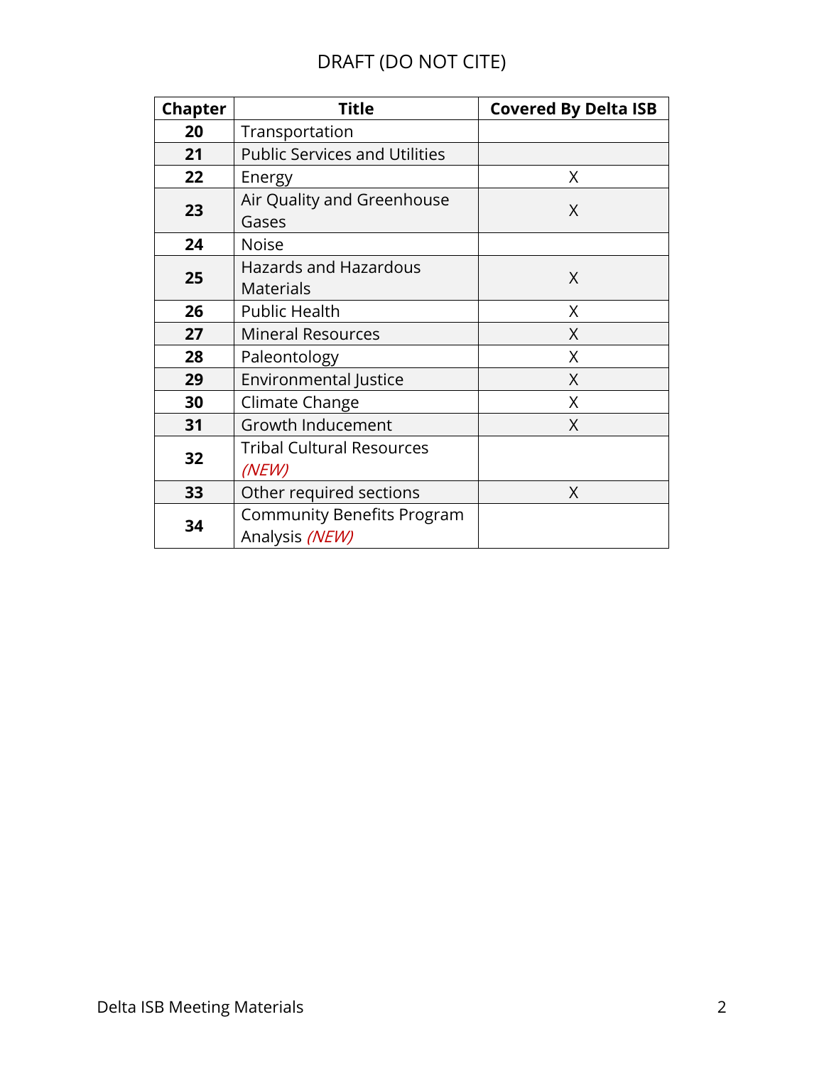DRAFT (DO NOT CITE)

| Chapter | Title | Covered By Delta ISB |
|---|---|---|
| **20** | Transportation | |
| **21** | Public Services and Utilities | |
| **22** | Energy | X |
| **23** | Air Quality and Greenhouse Gases | X |
| **24** | Noise | |
| **25** | Hazards and Hazardous Materials | X |
| **26** | Public Health | X |
| **27** | Mineral Resources | X |
| **28** | Paleontology | X |
| **29** | Environmental Justice | X |
| **30** | Climate Change | X |
| **31** | Growth Inducement | X |
| **32** | Tribal Cultural Resources *(NEW)* | |
| **33** | Other required sections | X |
| **34** | Community Benefits Program Analysis *(NEW)* | |